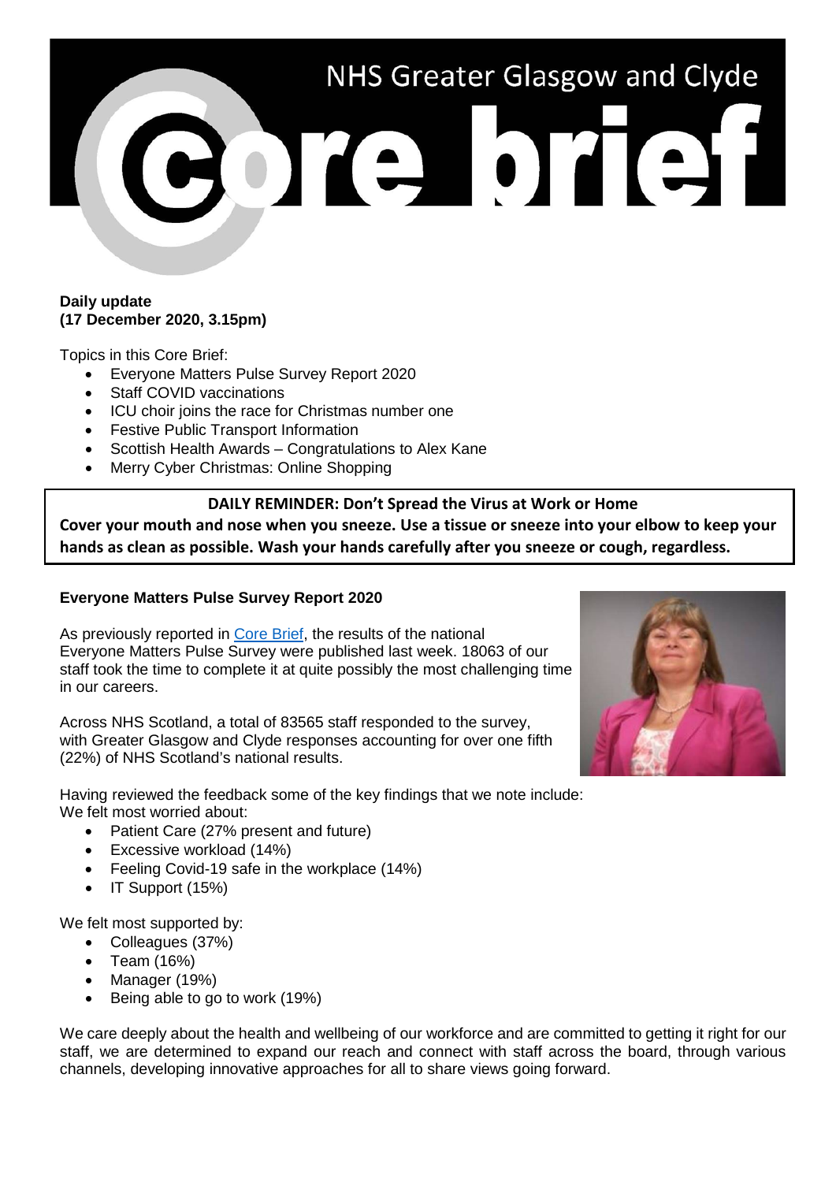# NHS Greater Glasgow and Clyde

# Core brief

**Daily update**
**(17 December 2020, 3.15pm)**

Topics in this Core Brief:

- Everyone Matters Pulse Survey Report 2020
- Staff COVID vaccinations
- ICU choir joins the race for Christmas number one
- Festive Public Transport Information
- Scottish Health Awards – Congratulations to Alex Kane
- Merry Cyber Christmas: Online Shopping

**DAILY REMINDER: Don't Spread the Virus at Work or Home**
**Cover your mouth and nose when you sneeze. Use a tissue or sneeze into your elbow to keep your hands as clean as possible. Wash your hands carefully after you sneeze or cough, regardless.**

### Everyone Matters Pulse Survey Report 2020

As previously reported in Core Brief, the results of the national Everyone Matters Pulse Survey were published last week. 18063 of our staff took the time to complete it at quite possibly the most challenging time in our careers.

Across NHS Scotland, a total of 83565 staff responded to the survey, with Greater Glasgow and Clyde responses accounting for over one fifth (22%) of NHS Scotland's national results.

Having reviewed the feedback some of the key findings that we note include:
We felt most worried about:

- Patient Care (27% present and future)
- Excessive workload (14%)
- Feeling Covid-19 safe in the workplace (14%)
- IT Support (15%)

We felt most supported by:

- Colleagues (37%)
- Team (16%)
- Manager (19%)
- Being able to go to work (19%)

We care deeply about the health and wellbeing of our workforce and are committed to getting it right for our staff, we are determined to expand our reach and connect with staff across the board, through various channels, developing innovative approaches for all to share views going forward.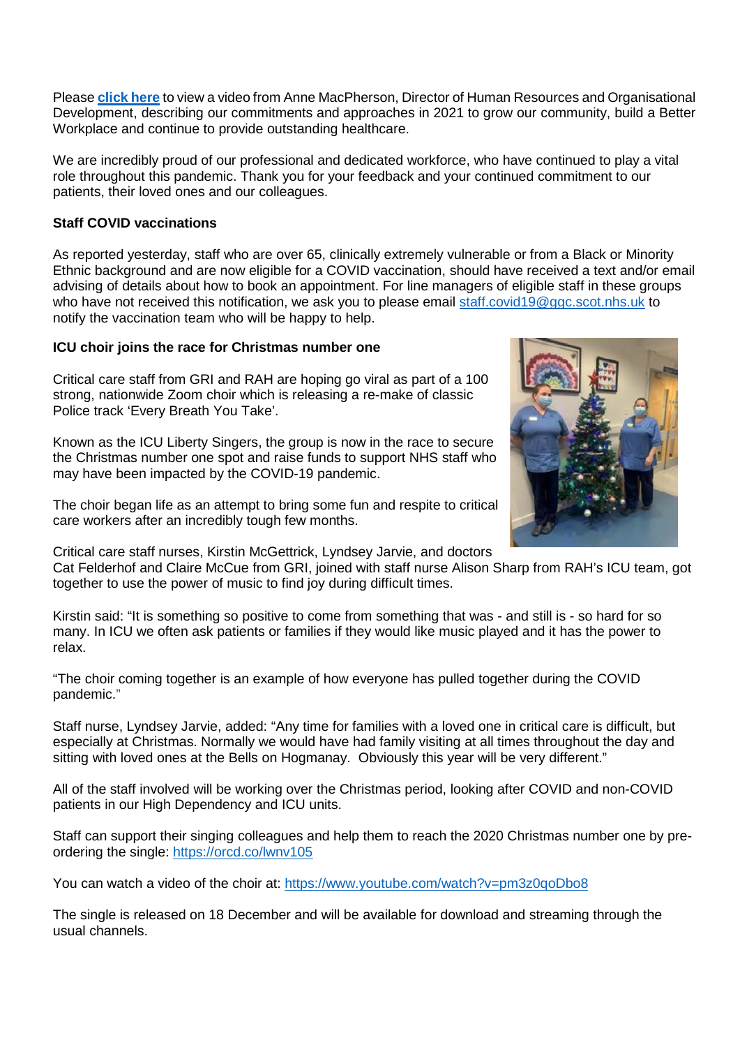Please **click here** to view a video from Anne MacPherson, Director of Human Resources and Organisational Development, describing our commitments and approaches in 2021 to grow our community, build a Better Workplace and continue to provide outstanding healthcare.

We are incredibly proud of our professional and dedicated workforce, who have continued to play a vital role throughout this pandemic. Thank you for your feedback and your continued commitment to our patients, their loved ones and our colleagues.

**Staff COVID vaccinations**

As reported yesterday, staff who are over 65, clinically extremely vulnerable or from a Black or Minority Ethnic background and are now eligible for a COVID vaccination, should have received a text and/or email advising of details about how to book an appointment. For line managers of eligible staff in these groups who have not received this notification, we ask you to please email staff.covid19@ggc.scot.nhs.uk to notify the vaccination team who will be happy to help.

**ICU choir joins the race for Christmas number one**

Critical care staff from GRI and RAH are hoping go viral as part of a 100 strong, nationwide Zoom choir which is releasing a re-make of classic Police track 'Every Breath You Take'.

Known as the ICU Liberty Singers, the group is now in the race to secure the Christmas number one spot and raise funds to support NHS staff who may have been impacted by the COVID-19 pandemic.

The choir began life as an attempt to bring some fun and respite to critical care workers after an incredibly tough few months.

Critical care staff nurses, Kirstin McGettrick, Lyndsey Jarvie, and doctors Cat Felderhof and Claire McCue from GRI, joined with staff nurse Alison Sharp from RAH's ICU team, got together to use the power of music to find joy during difficult times.

Kirstin said: "It is something so positive to come from something that was - and still is - so hard for so many. In ICU we often ask patients or families if they would like music played and it has the power to relax.

"The choir coming together is an example of how everyone has pulled together during the COVID pandemic."

Staff nurse, Lyndsey Jarvie, added: "Any time for families with a loved one in critical care is difficult, but especially at Christmas. Normally we would have had family visiting at all times throughout the day and sitting with loved ones at the Bells on Hogmanay. Obviously this year will be very different."

All of the staff involved will be working over the Christmas period, looking after COVID and non-COVID patients in our High Dependency and ICU units.

Staff can support their singing colleagues and help them to reach the 2020 Christmas number one by pre-ordering the single: https://orcd.co/lwnv105

You can watch a video of the choir at: https://www.youtube.com/watch?v=pm3z0qoDbo8

The single is released on 18 December and will be available for download and streaming through the usual channels.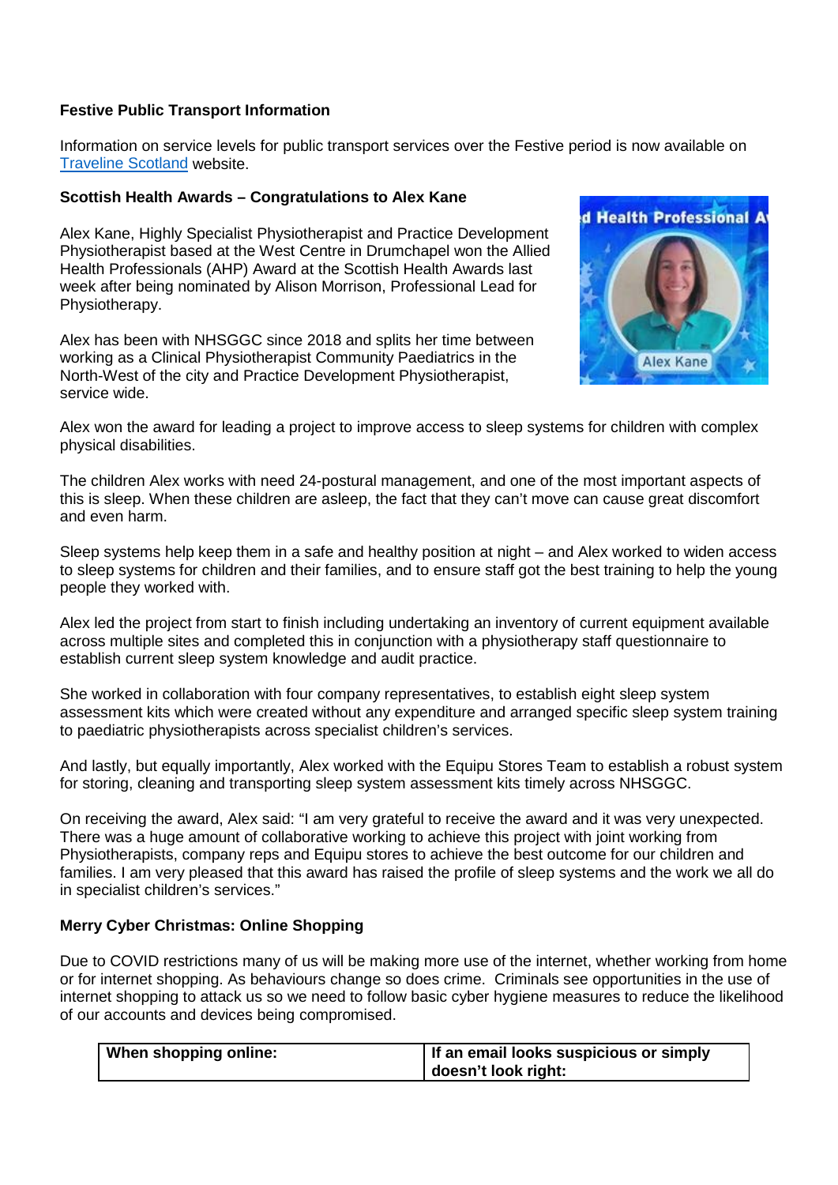**Festive Public Transport Information**

Information on service levels for public transport services over the Festive period is now available on Traveline Scotland website.

**Scottish Health Awards – Congratulations to Alex Kane**

Alex Kane, Highly Specialist Physiotherapist and Practice Development Physiotherapist based at the West Centre in Drumchapel won the Allied Health Professionals (AHP) Award at the Scottish Health Awards last week after being nominated by Alison Morrison, Professional Lead for Physiotherapy.

Alex has been with NHSGGC since 2018 and splits her time between working as a Clinical Physiotherapist Community Paediatrics in the North-West of the city and Practice Development Physiotherapist, service wide.

Alex won the award for leading a project to improve access to sleep systems for children with complex physical disabilities.

The children Alex works with need 24-postural management, and one of the most important aspects of this is sleep. When these children are asleep, the fact that they can't move can cause great discomfort and even harm.

Sleep systems help keep them in a safe and healthy position at night – and Alex worked to widen access to sleep systems for children and their families, and to ensure staff got the best training to help the young people they worked with.

Alex led the project from start to finish including undertaking an inventory of current equipment available across multiple sites and completed this in conjunction with a physiotherapy staff questionnaire to establish current sleep system knowledge and audit practice.

She worked in collaboration with four company representatives, to establish eight sleep system assessment kits which were created without any expenditure and arranged specific sleep system training to paediatric physiotherapists across specialist children's services.

And lastly, but equally importantly, Alex worked with the Equipu Stores Team to establish a robust system for storing, cleaning and transporting sleep system assessment kits timely across NHSGGC.

On receiving the award, Alex said: "I am very grateful to receive the award and it was very unexpected. There was a huge amount of collaborative working to achieve this project with joint working from Physiotherapists, company reps and Equipu stores to achieve the best outcome for our children and families. I am very pleased that this award has raised the profile of sleep systems and the work we all do in specialist children's services."

**Merry Cyber Christmas: Online Shopping**

Due to COVID restrictions many of us will be making more use of the internet, whether working from home or for internet shopping. As behaviours change so does crime. Criminals see opportunities in the use of internet shopping to attack us so we need to follow basic cyber hygiene measures to reduce the likelihood of our accounts and devices being compromised.

| When shopping online: | If an email looks suspicious or simply doesn't look right: |
|---|---|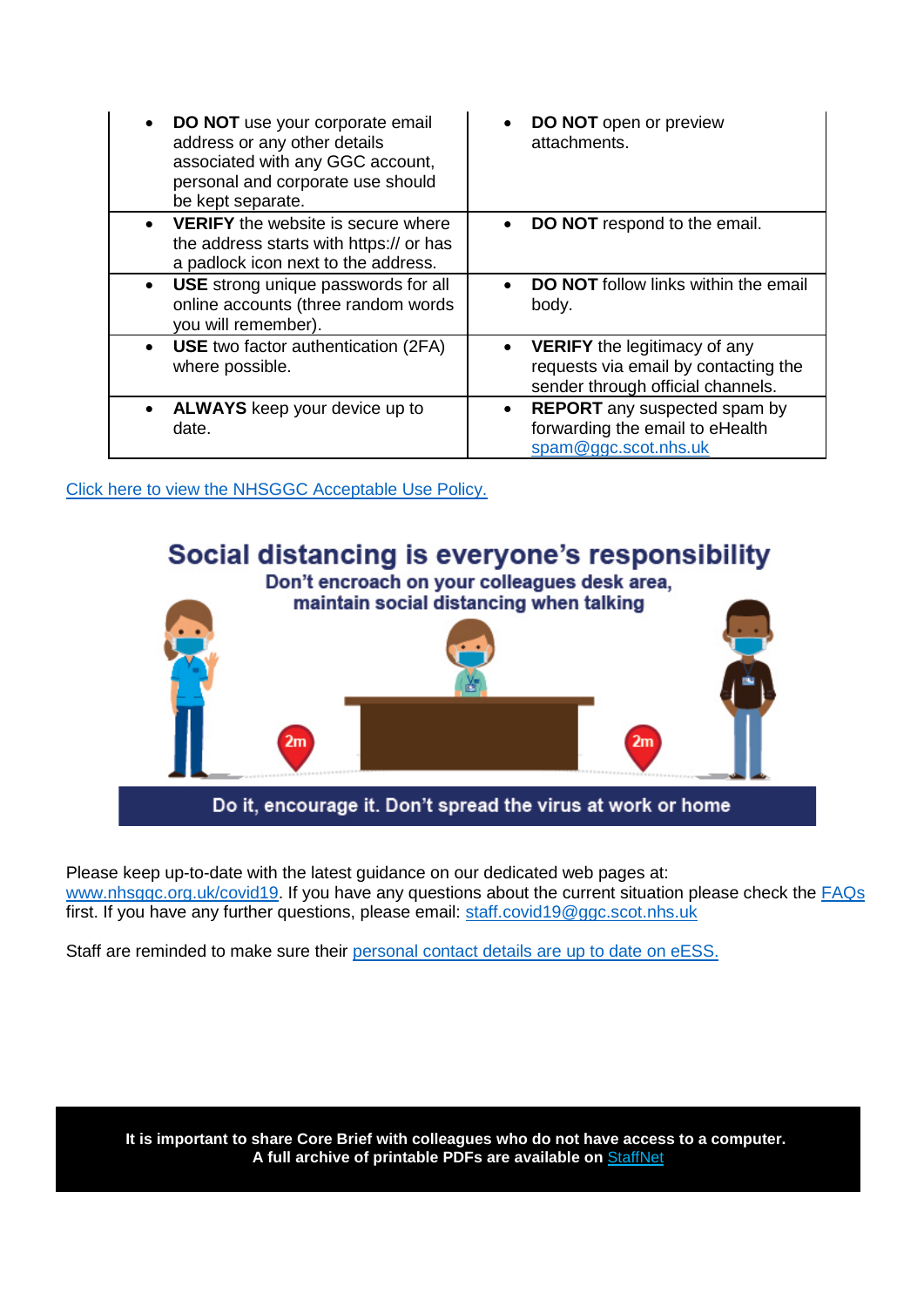| | |
|---|---|
| • **DO NOT** use your corporate email address or any other details associated with any GGC account, personal and corporate use should be kept separate. | • **DO NOT** open or preview attachments. |
| • **VERIFY** the website is secure where the address starts with https:// or has a padlock icon next to the address. | • **DO NOT** respond to the email. |
| • **USE** strong unique passwords for all online accounts (three random words you will remember). | • **DO NOT** follow links within the email body. |
| • **USE** two factor authentication (2FA) where possible. | • **VERIFY** the legitimacy of any requests via email by contacting the sender through official channels. |
| • **ALWAYS** keep your device up to date. | • **REPORT** any suspected spam by forwarding the email to eHealth spam@ggc.scot.nhs.uk |

[Click here to view the NHSGGC Acceptable Use Policy.]

## Social distancing is everyone's responsibility

**Don't encroach on your colleagues desk area, maintain social distancing when talking**

2m

2m

**Do it, encourage it. Don't spread the virus at work or home**

Please keep up-to-date with the latest guidance on our dedicated web pages at: www.nhsggc.org.uk/covid19. If you have any questions about the current situation please check the FAQs first. If you have any further questions, please email: staff.covid19@ggc.scot.nhs.uk

Staff are reminded to make sure their personal contact details are up to date on eESS.

**It is important to share Core Brief with colleagues who do not have access to a computer. A full archive of printable PDFs are available on StaffNet**